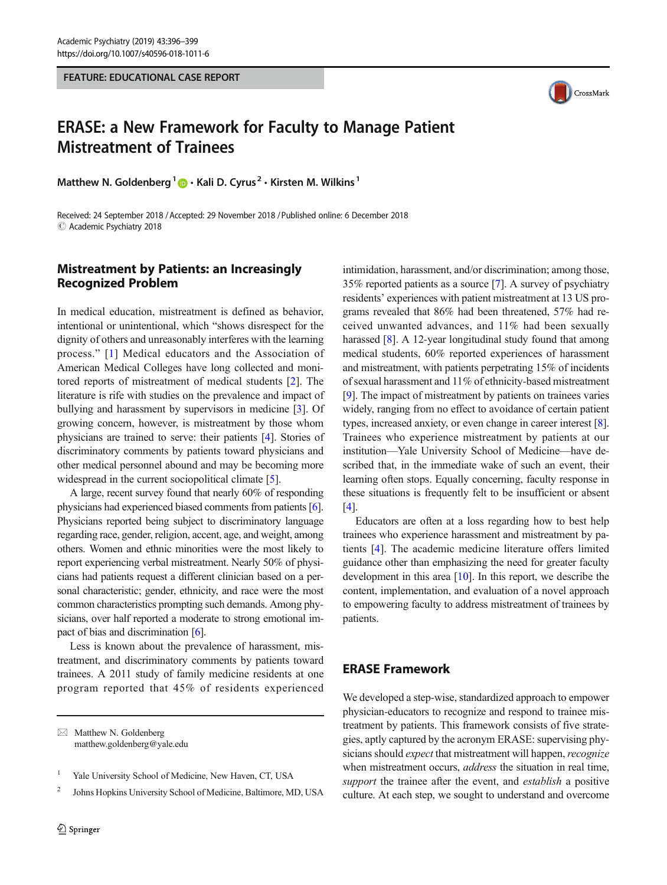FEATURE: EDUCATIONAL CASE REPORT

# ERASE: a New Framework for Faculty to Manage Patient Mistreatment of Trainees

**Matthew N. Goldenberg** [1] · **Kali D. Cyrus** [2] · **Kirsten M. Wilkins** [1]

Received: 24 September 2018 / Accepted: 29 November 2018 / Published online: 6 December 2018
© Academic Psychiatry 2018

## Mistreatment by Patients: an Increasingly Recognized Problem

In medical education, mistreatment is defined as behavior, intentional or unintentional, which "shows disrespect for the dignity of others and unreasonably interferes with the learning process." [1] Medical educators and the Association of American Medical Colleges have long collected and monitored reports of mistreatment of medical students [2]. The literature is rife with studies on the prevalence and impact of bullying and harassment by supervisors in medicine [3]. Of growing concern, however, is mistreatment by those whom physicians are trained to serve: their patients [4]. Stories of discriminatory comments by patients toward physicians and other medical personnel abound and may be becoming more widespread in the current sociopolitical climate [5].

A large, recent survey found that nearly 60% of responding physicians had experienced biased comments from patients [6]. Physicians reported being subject to discriminatory language regarding race, gender, religion, accent, age, and weight, among others. Women and ethnic minorities were the most likely to report experiencing verbal mistreatment. Nearly 50% of physicians had patients request a different clinician based on a personal characteristic; gender, ethnicity, and race were the most common characteristics prompting such demands. Among physicians, over half reported a moderate to strong emotional impact of bias and discrimination [6].

Less is known about the prevalence of harassment, mistreatment, and discriminatory comments by patients toward trainees. A 2011 study of family medicine residents at one program reported that 45% of residents experienced intimidation, harassment, and/or discrimination; among those, 35% reported patients as a source [7]. A survey of psychiatry residents' experiences with patient mistreatment at 13 US programs revealed that 86% had been threatened, 57% had received unwanted advances, and 11% had been sexually harassed [8]. A 12-year longitudinal study found that among medical students, 60% reported experiences of harassment and mistreatment, with patients perpetrating 15% of incidents of sexual harassment and 11% of ethnicity-based mistreatment [9]. The impact of mistreatment by patients on trainees varies widely, ranging from no effect to avoidance of certain patient types, increased anxiety, or even change in career interest [8]. Trainees who experience mistreatment by patients at our institution—Yale University School of Medicine—have described that, in the immediate wake of such an event, their learning often stops. Equally concerning, faculty response in these situations is frequently felt to be insufficient or absent [4].

Educators are often at a loss regarding how to best help trainees who experience harassment and mistreatment by patients [4]. The academic medicine literature offers limited guidance other than emphasizing the need for greater faculty development in this area [10]. In this report, we describe the content, implementation, and evaluation of a novel approach to empowering faculty to address mistreatment of trainees by patients.

## ERASE Framework

We developed a step-wise, standardized approach to empower physician-educators to recognize and respond to trainee mistreatment by patients. This framework consists of five strategies, aptly captured by the acronym ERASE: supervising physicians should *expect* that mistreatment will happen, *recognize* when mistreatment occurs, *address* the situation in real time, *support* the trainee after the event, and *establish* a positive culture. At each step, we sought to understand and overcome

---

✉ Matthew N. Goldenberg
matthew.goldenberg@yale.edu

[1] Yale University School of Medicine, New Haven, CT, USA

[2] Johns Hopkins University School of Medicine, Baltimore, MD, USA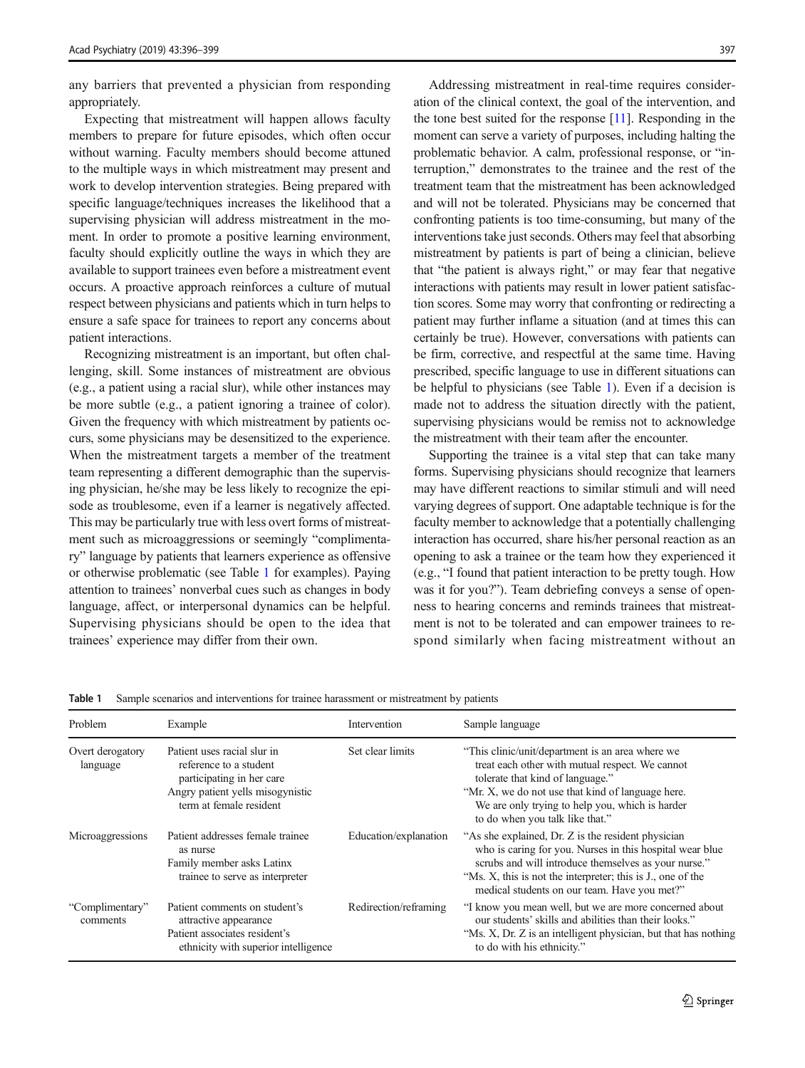any barriers that prevented a physician from responding appropriately.

Expecting that mistreatment will happen allows faculty members to prepare for future episodes, which often occur without warning. Faculty members should become attuned to the multiple ways in which mistreatment may present and work to develop intervention strategies. Being prepared with specific language/techniques increases the likelihood that a supervising physician will address mistreatment in the moment. In order to promote a positive learning environment, faculty should explicitly outline the ways in which they are available to support trainees even before a mistreatment event occurs. A proactive approach reinforces a culture of mutual respect between physicians and patients which in turn helps to ensure a safe space for trainees to report any concerns about patient interactions.

Recognizing mistreatment is an important, but often challenging, skill. Some instances of mistreatment are obvious (e.g., a patient using a racial slur), while other instances may be more subtle (e.g., a patient ignoring a trainee of color). Given the frequency with which mistreatment by patients occurs, some physicians may be desensitized to the experience. When the mistreatment targets a member of the treatment team representing a different demographic than the supervising physician, he/she may be less likely to recognize the episode as troublesome, even if a learner is negatively affected. This may be particularly true with less overt forms of mistreatment such as microaggressions or seemingly "complimentary" language by patients that learners experience as offensive or otherwise problematic (see Table 1 for examples). Paying attention to trainees' nonverbal cues such as changes in body language, affect, or interpersonal dynamics can be helpful. Supervising physicians should be open to the idea that trainees' experience may differ from their own.

Addressing mistreatment in real-time requires consideration of the clinical context, the goal of the intervention, and the tone best suited for the response [11]. Responding in the moment can serve a variety of purposes, including halting the problematic behavior. A calm, professional response, or "interruption," demonstrates to the trainee and the rest of the treatment team that the mistreatment has been acknowledged and will not be tolerated. Physicians may be concerned that confronting patients is too time-consuming, but many of the interventions take just seconds. Others may feel that absorbing mistreatment by patients is part of being a clinician, believe that "the patient is always right," or may fear that negative interactions with patients may result in lower patient satisfaction scores. Some may worry that confronting or redirecting a patient may further inflame a situation (and at times this can certainly be true). However, conversations with patients can be firm, corrective, and respectful at the same time. Having prescribed, specific language to use in different situations can be helpful to physicians (see Table 1). Even if a decision is made not to address the situation directly with the patient, supervising physicians would be remiss not to acknowledge the mistreatment with their team after the encounter.

Supporting the trainee is a vital step that can take many forms. Supervising physicians should recognize that learners may have different reactions to similar stimuli and will need varying degrees of support. One adaptable technique is for the faculty member to acknowledge that a potentially challenging interaction has occurred, share his/her personal reaction as an opening to ask a trainee or the team how they experienced it (e.g., "I found that patient interaction to be pretty tough. How was it for you?"). Team debriefing conveys a sense of openness to hearing concerns and reminds trainees that mistreatment is not to be tolerated and can empower trainees to respond similarly when facing mistreatment without an

**Table 1** Sample scenarios and interventions for trainee harassment or mistreatment by patients

| Problem | Example | Intervention | Sample language |
|---|---|---|---|
| Overt derogatory language | Patient uses racial slur in reference to a student participating in her care<br>Angry patient yells misogynistic term at female resident | Set clear limits | "This clinic/unit/department is an area where we treat each other with mutual respect. We cannot tolerate that kind of language."<br>"Mr. X, we do not use that kind of language here. We are only trying to help you, which is harder to do when you talk like that." |
| Microaggressions | Patient addresses female trainee as nurse<br>Family member asks Latinx trainee to serve as interpreter | Education/explanation | "As she explained, Dr. Z is the resident physician who is caring for you. Nurses in this hospital wear blue scrubs and will introduce themselves as your nurse."<br>"Ms. X, this is not the interpreter; this is J., one of the medical students on our team. Have you met?" |
| "Complimentary" comments | Patient comments on student's attractive appearance<br>Patient associates resident's ethnicity with superior intelligence | Redirection/reframing | "I know you mean well, but we are more concerned about our students' skills and abilities than their looks."<br>"Ms. X, Dr. Z is an intelligent physician, but that has nothing to do with his ethnicity." |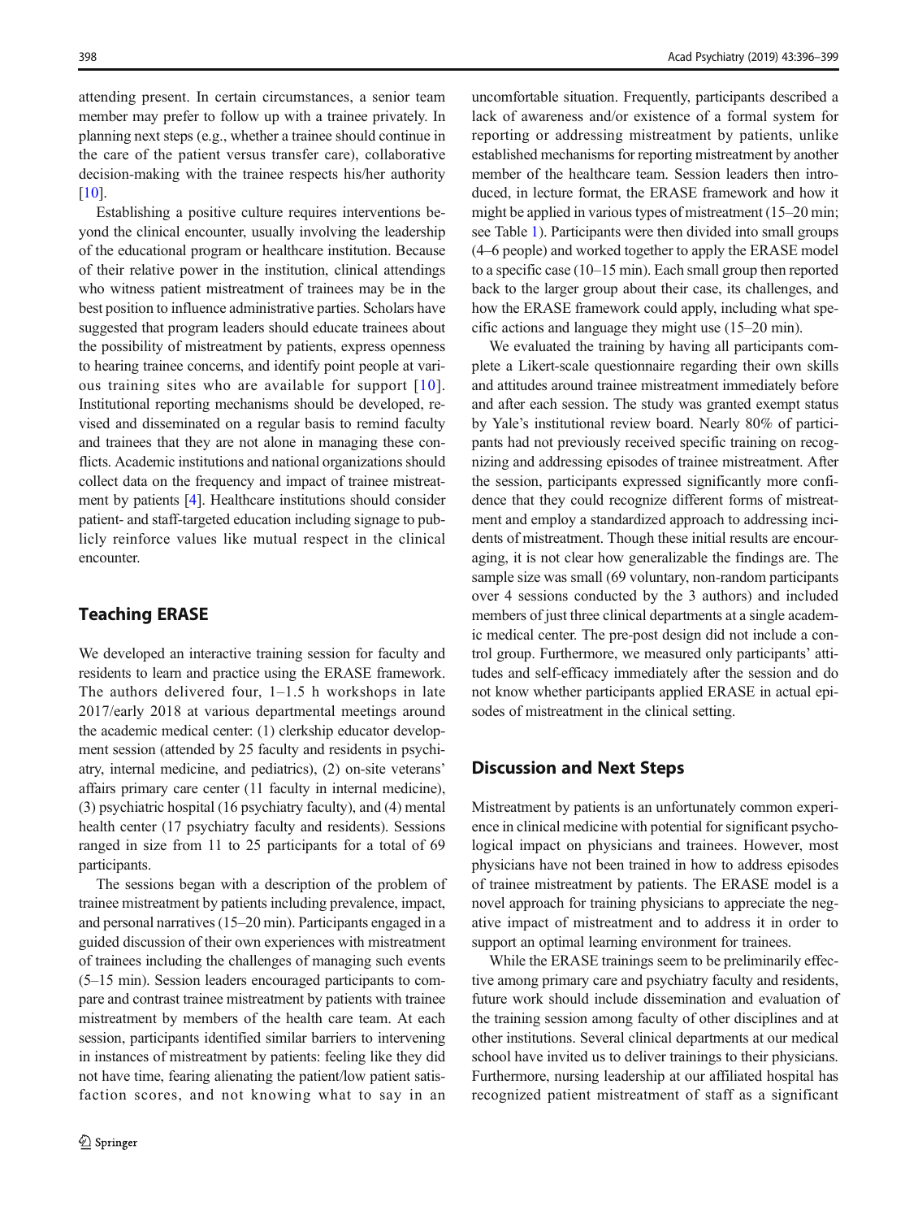attending present. In certain circumstances, a senior team member may prefer to follow up with a trainee privately. In planning next steps (e.g., whether a trainee should continue in the care of the patient versus transfer care), collaborative decision-making with the trainee respects his/her authority [10].

Establishing a positive culture requires interventions beyond the clinical encounter, usually involving the leadership of the educational program or healthcare institution. Because of their relative power in the institution, clinical attendings who witness patient mistreatment of trainees may be in the best position to influence administrative parties. Scholars have suggested that program leaders should educate trainees about the possibility of mistreatment by patients, express openness to hearing trainee concerns, and identify point people at various training sites who are available for support [10]. Institutional reporting mechanisms should be developed, revised and disseminated on a regular basis to remind faculty and trainees that they are not alone in managing these conflicts. Academic institutions and national organizations should collect data on the frequency and impact of trainee mistreatment by patients [4]. Healthcare institutions should consider patient- and staff-targeted education including signage to publicly reinforce values like mutual respect in the clinical encounter.

## Teaching ERASE

We developed an interactive training session for faculty and residents to learn and practice using the ERASE framework. The authors delivered four, 1–1.5 h workshops in late 2017/early 2018 at various departmental meetings around the academic medical center: (1) clerkship educator development session (attended by 25 faculty and residents in psychiatry, internal medicine, and pediatrics), (2) on-site veterans' affairs primary care center (11 faculty in internal medicine), (3) psychiatric hospital (16 psychiatry faculty), and (4) mental health center (17 psychiatry faculty and residents). Sessions ranged in size from 11 to 25 participants for a total of 69 participants.

The sessions began with a description of the problem of trainee mistreatment by patients including prevalence, impact, and personal narratives (15–20 min). Participants engaged in a guided discussion of their own experiences with mistreatment of trainees including the challenges of managing such events (5–15 min). Session leaders encouraged participants to compare and contrast trainee mistreatment by patients with trainee mistreatment by members of the health care team. At each session, participants identified similar barriers to intervening in instances of mistreatment by patients: feeling like they did not have time, fearing alienating the patient/low patient satisfaction scores, and not knowing what to say in an uncomfortable situation. Frequently, participants described a lack of awareness and/or existence of a formal system for reporting or addressing mistreatment by patients, unlike established mechanisms for reporting mistreatment by another member of the healthcare team. Session leaders then introduced, in lecture format, the ERASE framework and how it might be applied in various types of mistreatment (15–20 min; see Table 1). Participants were then divided into small groups (4–6 people) and worked together to apply the ERASE model to a specific case (10–15 min). Each small group then reported back to the larger group about their case, its challenges, and how the ERASE framework could apply, including what specific actions and language they might use (15–20 min).

We evaluated the training by having all participants complete a Likert-scale questionnaire regarding their own skills and attitudes around trainee mistreatment immediately before and after each session. The study was granted exempt status by Yale's institutional review board. Nearly 80% of participants had not previously received specific training on recognizing and addressing episodes of trainee mistreatment. After the session, participants expressed significantly more confidence that they could recognize different forms of mistreatment and employ a standardized approach to addressing incidents of mistreatment. Though these initial results are encouraging, it is not clear how generalizable the findings are. The sample size was small (69 voluntary, non-random participants over 4 sessions conducted by the 3 authors) and included members of just three clinical departments at a single academic medical center. The pre-post design did not include a control group. Furthermore, we measured only participants' attitudes and self-efficacy immediately after the session and do not know whether participants applied ERASE in actual episodes of mistreatment in the clinical setting.

## Discussion and Next Steps

Mistreatment by patients is an unfortunately common experience in clinical medicine with potential for significant psychological impact on physicians and trainees. However, most physicians have not been trained in how to address episodes of trainee mistreatment by patients. The ERASE model is a novel approach for training physicians to appreciate the negative impact of mistreatment and to address it in order to support an optimal learning environment for trainees.

While the ERASE trainings seem to be preliminarily effective among primary care and psychiatry faculty and residents, future work should include dissemination and evaluation of the training session among faculty of other disciplines and at other institutions. Several clinical departments at our medical school have invited us to deliver trainings to their physicians. Furthermore, nursing leadership at our affiliated hospital has recognized patient mistreatment of staff as a significant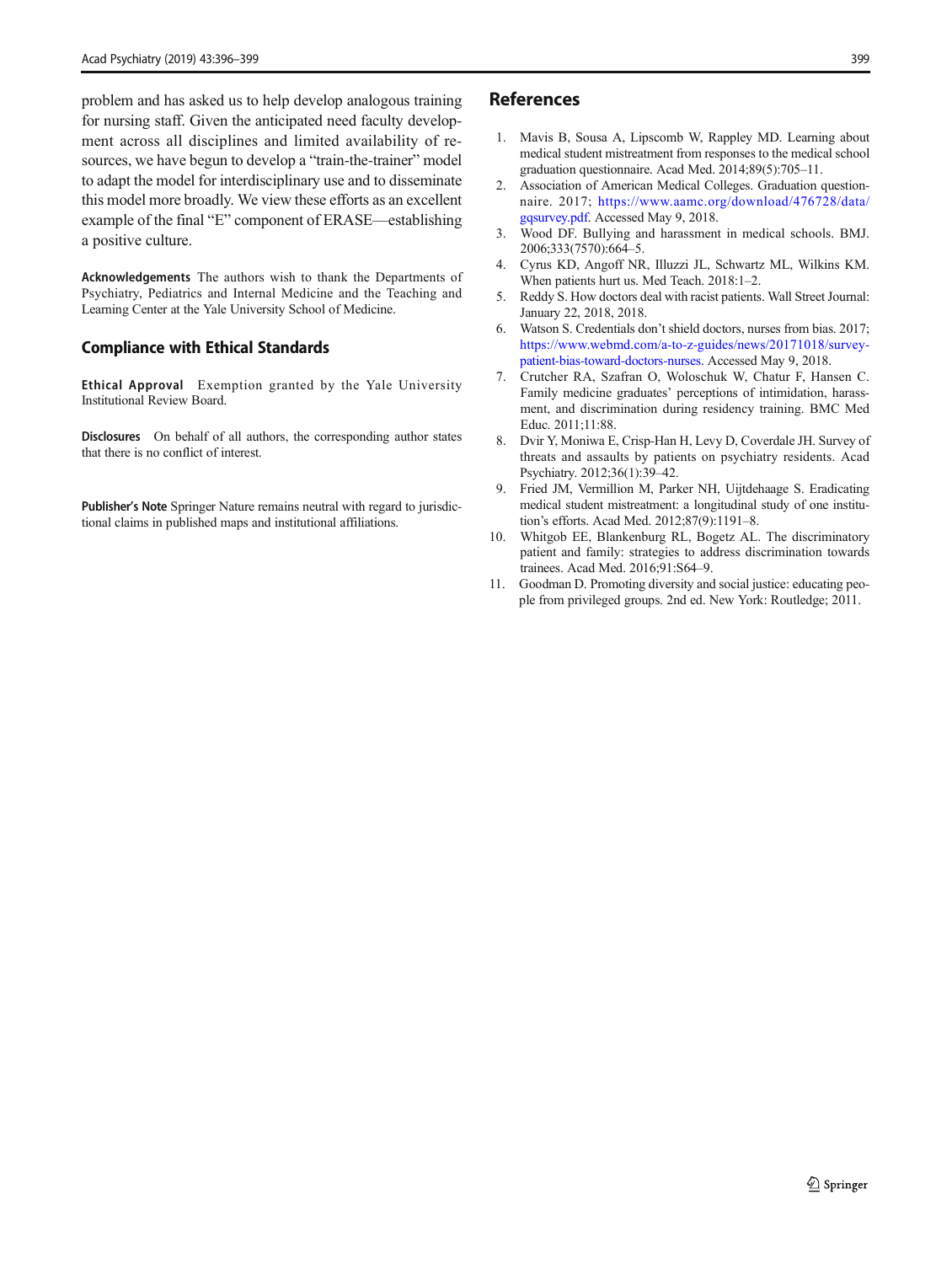problem and has asked us to help develop analogous training for nursing staff. Given the anticipated need faculty development across all disciplines and limited availability of resources, we have begun to develop a "train-the-trainer" model to adapt the model for interdisciplinary use and to disseminate this model more broadly. We view these efforts as an excellent example of the final "E" component of ERASE—establishing a positive culture.

**Acknowledgements** The authors wish to thank the Departments of Psychiatry, Pediatrics and Internal Medicine and the Teaching and Learning Center at the Yale University School of Medicine.

## Compliance with Ethical Standards

**Ethical Approval** Exemption granted by the Yale University Institutional Review Board.

**Disclosures** On behalf of all authors, the corresponding author states that there is no conflict of interest.

**Publisher's Note** Springer Nature remains neutral with regard to jurisdictional claims in published maps and institutional affiliations.

## References

1. Mavis B, Sousa A, Lipscomb W, Rappley MD. Learning about medical student mistreatment from responses to the medical school graduation questionnaire. Acad Med. 2014;89(5):705–11.
2. Association of American Medical Colleges. Graduation questionnaire. 2017; https://www.aamc.org/download/476728/data/gqsurvey.pdf. Accessed May 9, 2018.
3. Wood DF. Bullying and harassment in medical schools. BMJ. 2006;333(7570):664–5.
4. Cyrus KD, Angoff NR, Illuzzi JL, Schwartz ML, Wilkins KM. When patients hurt us. Med Teach. 2018:1–2.
5. Reddy S. How doctors deal with racist patients. Wall Street Journal: January 22, 2018, 2018.
6. Watson S. Credentials don't shield doctors, nurses from bias. 2017; https://www.webmd.com/a-to-z-guides/news/20171018/survey-patient-bias-toward-doctors-nurses. Accessed May 9, 2018.
7. Crutcher RA, Szafran O, Woloschuk W, Chatur F, Hansen C. Family medicine graduates' perceptions of intimidation, harassment, and discrimination during residency training. BMC Med Educ. 2011;11:88.
8. Dvir Y, Moniwa E, Crisp-Han H, Levy D, Coverdale JH. Survey of threats and assaults by patients on psychiatry residents. Acad Psychiatry. 2012;36(1):39–42.
9. Fried JM, Vermillion M, Parker NH, Uijtdehaage S. Eradicating medical student mistreatment: a longitudinal study of one institution's efforts. Acad Med. 2012;87(9):1191–8.
10. Whitgob EE, Blankenburg RL, Bogetz AL. The discriminatory patient and family: strategies to address discrimination towards trainees. Acad Med. 2016;91:S64–9.
11. Goodman D. Promoting diversity and social justice: educating people from privileged groups. 2nd ed. New York: Routledge; 2011.